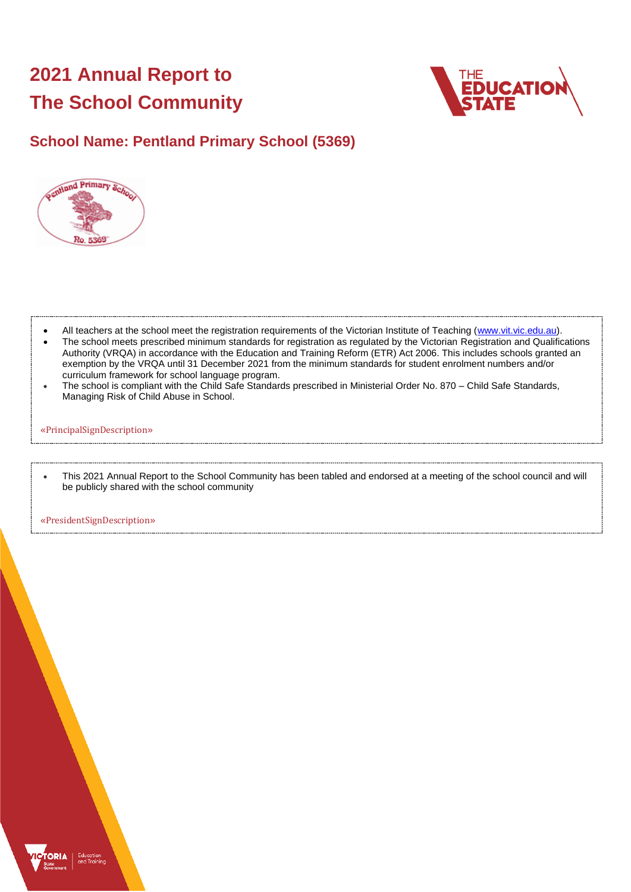# 2021 Annual Report to The School Community

## School Name: Pentland Primary School (5369)

- All teachers at the school meet the registration requirements of the Victorian Institute of Teaching (www.vit.vic.edu.au).
- The school meets prescribed minimum standards for registration as regulated by the Victorian Registration and Qualifications Authority (VRQA) in accordance with the Education and Training Reform (ETR) Act 2006. This includes schools granted an exemption by the VRQA until 31 December 2021 from the minimum standards for student enrolment numbers and/or curriculum framework for school language program.
- The school is compliant with the Child Safe Standards prescribed in Ministerial Order No. 870 – Child Safe Standards, Managing Risk of Child Abuse in School.

«PrincipalSignDescription»

- This 2021 Annual Report to the School Community has been tabled and endorsed at a meeting of the school council and will be publicly shared with the school community

«PresidentSignDescription»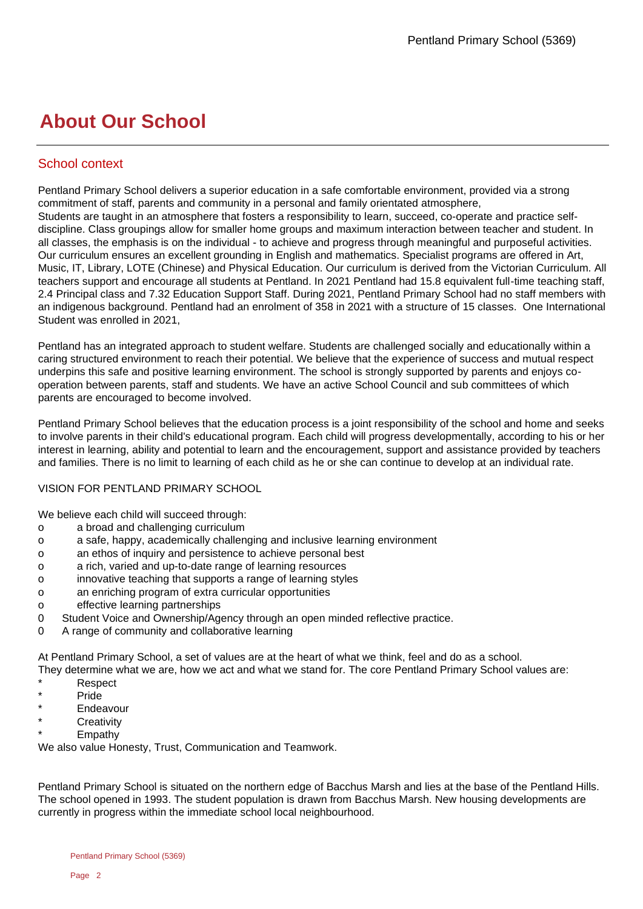# About Our School

## School context

Pentland Primary School delivers a superior education in a safe comfortable environment, provided via a strong commitment of staff, parents and community in a personal and family orientated atmosphere,
Students are taught in an atmosphere that fosters a responsibility to learn, succeed, co-operate and practice self-discipline. Class groupings allow for smaller home groups and maximum interaction between teacher and student. In all classes, the emphasis is on the individual - to achieve and progress through meaningful and purposeful activities. Our curriculum ensures an excellent grounding in English and mathematics. Specialist programs are offered in Art, Music, IT, Library, LOTE (Chinese) and Physical Education. Our curriculum is derived from the Victorian Curriculum. All teachers support and encourage all students at Pentland. In 2021 Pentland had 15.8 equivalent full-time teaching staff, 2.4 Principal class and 7.32 Education Support Staff. During 2021, Pentland Primary School had no staff members with an indigenous background. Pentland had an enrolment of 358 in 2021 with a structure of 15 classes. One International Student was enrolled in 2021,

Pentland has an integrated approach to student welfare. Students are challenged socially and educationally within a caring structured environment to reach their potential. We believe that the experience of success and mutual respect underpins this safe and positive learning environment. The school is strongly supported by parents and enjoys co-operation between parents, staff and students. We have an active School Council and sub committees of which parents are encouraged to become involved.

Pentland Primary School believes that the education process is a joint responsibility of the school and home and seeks to involve parents in their child's educational program. Each child will progress developmentally, according to his or her interest in learning, ability and potential to learn and the encouragement, support and assistance provided by teachers and families. There is no limit to learning of each child as he or she can continue to develop at an individual rate.

VISION FOR PENTLAND PRIMARY SCHOOL

We believe each child will succeed through:

- a broad and challenging curriculum
- a safe, happy, academically challenging and inclusive learning environment
- an ethos of inquiry and persistence to achieve personal best
- a rich, varied and up-to-date range of learning resources
- innovative teaching that supports a range of learning styles
- an enriching program of extra curricular opportunities
- effective learning partnerships
- Student Voice and Ownership/Agency through an open minded reflective practice.
- A range of community and collaborative learning

At Pentland Primary School, a set of values are at the heart of what we think, feel and do as a school.
They determine what we are, how we act and what we stand for. The core Pentland Primary School values are:

- Respect
- Pride
- Endeavour
- Creativity
- Empathy

We also value Honesty, Trust, Communication and Teamwork.

Pentland Primary School is situated on the northern edge of Bacchus Marsh and lies at the base of the Pentland Hills. The school opened in 1993. The student population is drawn from Bacchus Marsh. New housing developments are currently in progress within the immediate school local neighbourhood.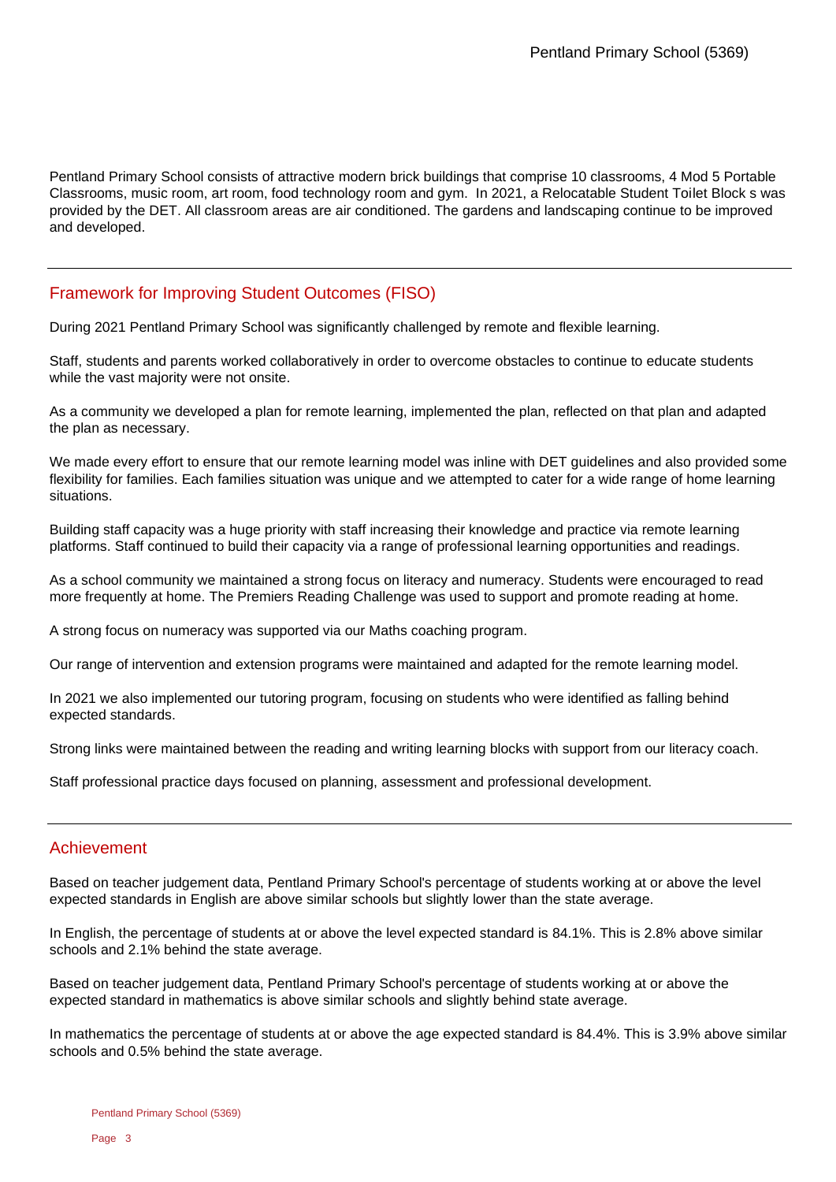Pentland Primary School consists of attractive modern brick buildings that comprise 10 classrooms, 4 Mod 5 Portable Classrooms, music room, art room, food technology room and gym. In 2021, a Relocatable Student Toilet Block s was provided by the DET. All classroom areas are air conditioned. The gardens and landscaping continue to be improved and developed.

## Framework for Improving Student Outcomes (FISO)

During 2021 Pentland Primary School was significantly challenged by remote and flexible learning.

Staff, students and parents worked collaboratively in order to overcome obstacles to continue to educate students while the vast majority were not onsite.

As a community we developed a plan for remote learning, implemented the plan, reflected on that plan and adapted the plan as necessary.

We made every effort to ensure that our remote learning model was inline with DET guidelines and also provided some flexibility for families. Each families situation was unique and we attempted to cater for a wide range of home learning situations.

Building staff capacity was a huge priority with staff increasing their knowledge and practice via remote learning platforms. Staff continued to build their capacity via a range of professional learning opportunities and readings.

As a school community we maintained a strong focus on literacy and numeracy. Students were encouraged to read more frequently at home. The Premiers Reading Challenge was used to support and promote reading at home.

A strong focus on numeracy was supported via our Maths coaching program.

Our range of intervention and extension programs were maintained and adapted for the remote learning model.

In 2021 we also implemented our tutoring program, focusing on students who were identified as falling behind expected standards.

Strong links were maintained between the reading and writing learning blocks with support from our literacy coach.

Staff professional practice days focused on planning, assessment and professional development.

## Achievement

Based on teacher judgement data, Pentland Primary School's percentage of students working at or above the level expected standards in English are above similar schools but slightly lower than the state average.

In English, the percentage of students at or above the level expected standard is 84.1%. This is 2.8% above similar schools and 2.1% behind the state average.

Based on teacher judgement data, Pentland Primary School's percentage of students working at or above the expected standard in mathematics is above similar schools and slightly behind state average.

In mathematics the percentage of students at or above the age expected standard is 84.4%. This is 3.9% above similar schools and 0.5% behind the state average.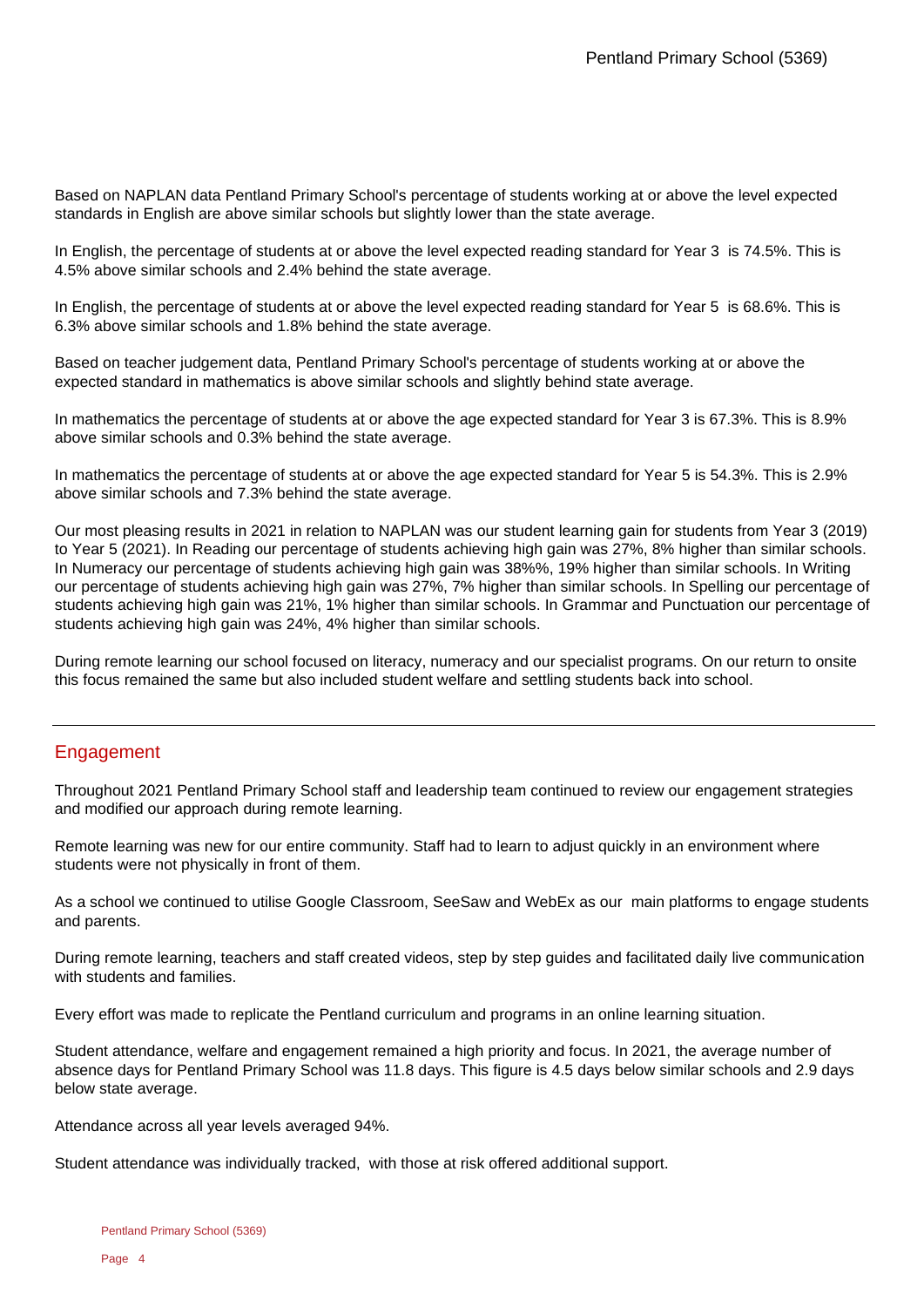Based on NAPLAN data Pentland Primary School's percentage of students working at or above the level expected standards in English are above similar schools but slightly lower than the state average.

In English, the percentage of students at or above the level expected reading standard for Year 3 is 74.5%. This is 4.5% above similar schools and 2.4% behind the state average.

In English, the percentage of students at or above the level expected reading standard for Year 5 is 68.6%. This is 6.3% above similar schools and 1.8% behind the state average.

Based on teacher judgement data, Pentland Primary School's percentage of students working at or above the expected standard in mathematics is above similar schools and slightly behind state average.

In mathematics the percentage of students at or above the age expected standard for Year 3 is 67.3%. This is 8.9% above similar schools and 0.3% behind the state average.

In mathematics the percentage of students at or above the age expected standard for Year 5 is 54.3%. This is 2.9% above similar schools and 7.3% behind the state average.

Our most pleasing results in 2021 in relation to NAPLAN was our student learning gain for students from Year 3 (2019) to Year 5 (2021). In Reading our percentage of students achieving high gain was 27%, 8% higher than similar schools. In Numeracy our percentage of students achieving high gain was 38%%, 19% higher than similar schools. In Writing our percentage of students achieving high gain was 27%, 7% higher than similar schools. In Spelling our percentage of students achieving high gain was 21%, 1% higher than similar schools. In Grammar and Punctuation our percentage of students achieving high gain was 24%, 4% higher than similar schools.

During remote learning our school focused on literacy, numeracy and our specialist programs. On our return to onsite this focus remained the same but also included student welfare and settling students back into school.

## Engagement

Throughout 2021 Pentland Primary School staff and leadership team continued to review our engagement strategies and modified our approach during remote learning.

Remote learning was new for our entire community. Staff had to learn to adjust quickly in an environment where students were not physically in front of them.

As a school we continued to utilise Google Classroom, SeeSaw and WebEx as our main platforms to engage students and parents.

During remote learning, teachers and staff created videos, step by step guides and facilitated daily live communication with students and families.

Every effort was made to replicate the Pentland curriculum and programs in an online learning situation.

Student attendance, welfare and engagement remained a high priority and focus. In 2021, the average number of absence days for Pentland Primary School was 11.8 days. This figure is 4.5 days below similar schools and 2.9 days below state average.

Attendance across all year levels averaged 94%.

Student attendance was individually tracked, with those at risk offered additional support.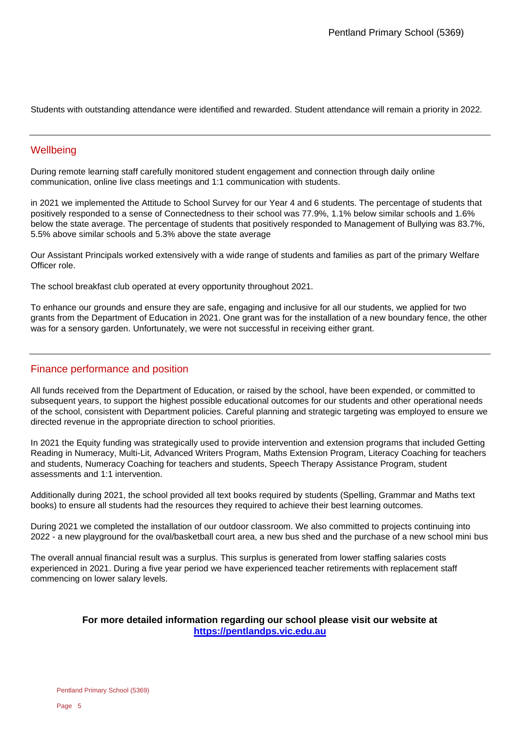Students with outstanding attendance were identified and rewarded. Student attendance will remain a priority in 2022.

## Wellbeing

During remote learning staff carefully monitored student engagement and connection through daily online communication, online live class meetings and 1:1 communication with students.

in 2021 we implemented the Attitude to School Survey for our Year 4 and 6 students. The percentage of students that positively responded to a sense of Connectedness to their school was 77.9%, 1.1% below similar schools and 1.6% below the state average. The percentage of students that positively responded to Management of Bullying was 83.7%, 5.5% above similar schools and 5.3% above the state average

Our Assistant Principals worked extensively with a wide range of students and families as part of the primary Welfare Officer role.

The school breakfast club operated at every opportunity throughout 2021.

To enhance our grounds and ensure they are safe, engaging and inclusive for all our students, we applied for two grants from the Department of Education in 2021. One grant was for the installation of a new boundary fence, the other was for a sensory garden. Unfortunately, we were not successful in receiving either grant.

## Finance performance and position

All funds received from the Department of Education, or raised by the school, have been expended, or committed to subsequent years, to support the highest possible educational outcomes for our students and other operational needs of the school, consistent with Department policies. Careful planning and strategic targeting was employed to ensure we directed revenue in the appropriate direction to school priorities.

In 2021 the Equity funding was strategically used to provide intervention and extension programs that included Getting Reading in Numeracy, Multi-Lit, Advanced Writers Program, Maths Extension Program, Literacy Coaching for teachers and students, Numeracy Coaching for teachers and students, Speech Therapy Assistance Program, student assessments and 1:1 intervention.

Additionally during 2021, the school provided all text books required by students (Spelling, Grammar and Maths text books) to ensure all students had the resources they required to achieve their best learning outcomes.

During 2021 we completed the installation of our outdoor classroom. We also committed to projects continuing into 2022 - a new playground for the oval/basketball court area, a new bus shed and the purchase of a new school mini bus

The overall annual financial result was a surplus. This surplus is generated from lower staffing salaries costs experienced in 2021. During a five year period we have experienced teacher retirements with replacement staff commencing on lower salary levels.

**For more detailed information regarding our school please visit our website at [https://pentlandps.vic.edu.au](https://pentlandps.vic.edu.au)**